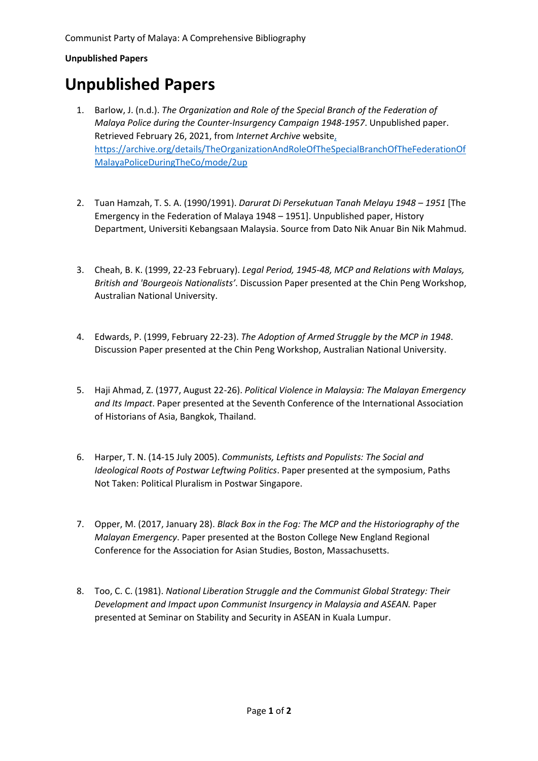# Unpublished Papers

1. Barlow, J. (n.d.). *The Organization and Role of the Special Branch of the Federation of Malaya Police during the Counter-Insurgency Campaign 1948-1957*. Unpublished paper. Retrieved February 26, 2021, from *Internet Archive* website, https://archive.org/details/TheOrganizationAndRoleOfTheSpecialBranchOfTheFederationOfMalayaPoliceDuringTheCo/mode/2up

2. Tuan Hamzah, T. S. A. (1990/1991). *Darurat Di Persekutuan Tanah Melayu 1948 – 1951* [The Emergency in the Federation of Malaya 1948 – 1951]. Unpublished paper, History Department, Universiti Kebangsaan Malaysia. Source from Dato Nik Anuar Bin Nik Mahmud.

3. Cheah, B. K. (1999, 22-23 February). *Legal Period, 1945-48, MCP and Relations with Malays, British and 'Bourgeois Nationalists'*. Discussion Paper presented at the Chin Peng Workshop, Australian National University.

4. Edwards, P. (1999, February 22-23). *The Adoption of Armed Struggle by the MCP in 1948*. Discussion Paper presented at the Chin Peng Workshop, Australian National University.

5. Haji Ahmad, Z. (1977, August 22-26). *Political Violence in Malaysia: The Malayan Emergency and Its Impact*. Paper presented at the Seventh Conference of the International Association of Historians of Asia, Bangkok, Thailand.

6. Harper, T. N. (14-15 July 2005). *Communists, Leftists and Populists: The Social and Ideological Roots of Postwar Leftwing Politics*. Paper presented at the symposium, Paths Not Taken: Political Pluralism in Postwar Singapore.

7. Opper, M. (2017, January 28). *Black Box in the Fog: The MCP and the Historiography of the Malayan Emergency*. Paper presented at the Boston College New England Regional Conference for the Association for Asian Studies, Boston, Massachusetts.

8. Too, C. C. (1981). *National Liberation Struggle and the Communist Global Strategy: Their Development and Impact upon Communist Insurgency in Malaysia and ASEAN.* Paper presented at Seminar on Stability and Security in ASEAN in Kuala Lumpur.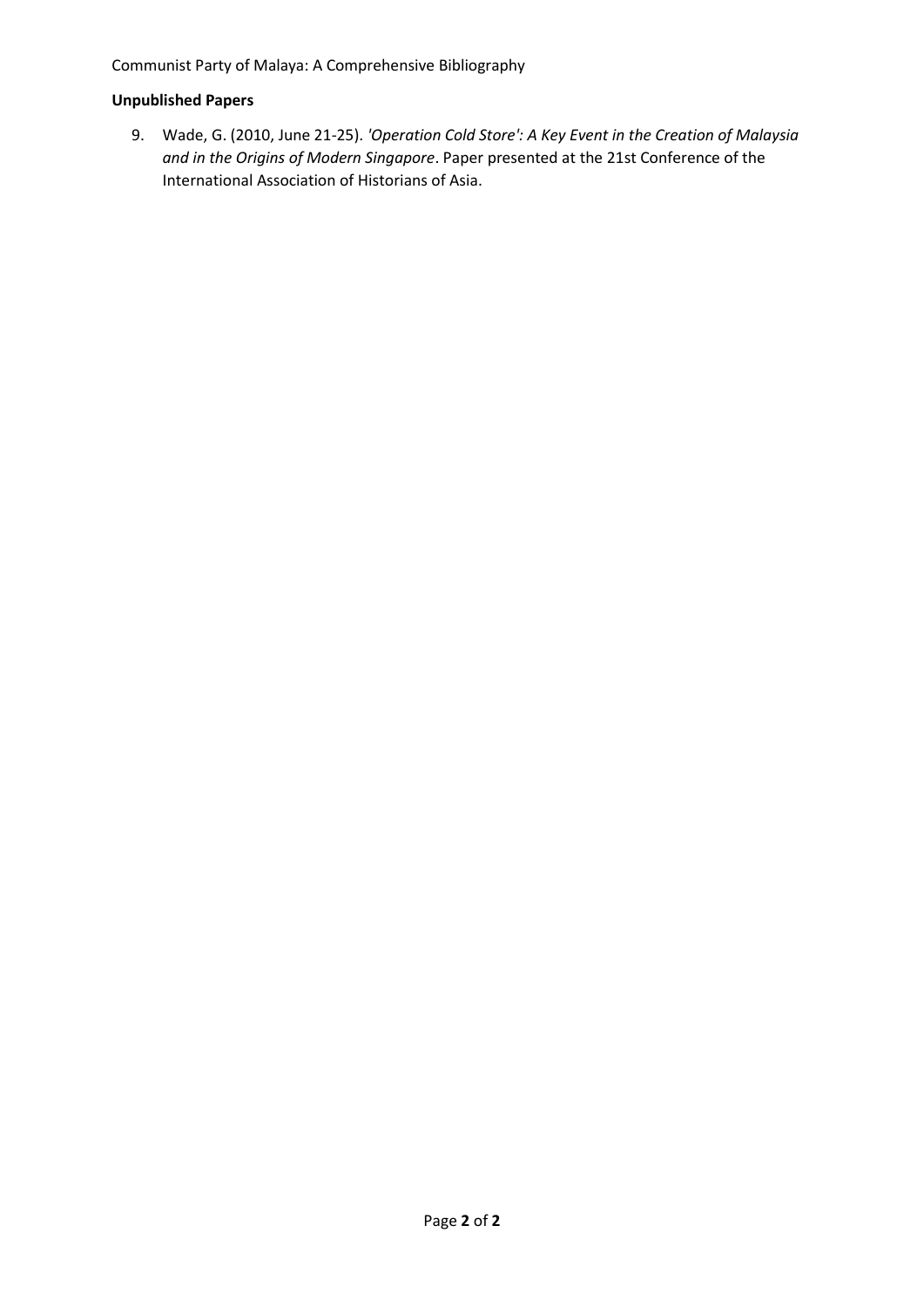**Unpublished Papers**

9. Wade, G. (2010, June 21-25). *'Operation Cold Store': A Key Event in the Creation of Malaysia and in the Origins of Modern Singapore*. Paper presented at the 21st Conference of the International Association of Historians of Asia.